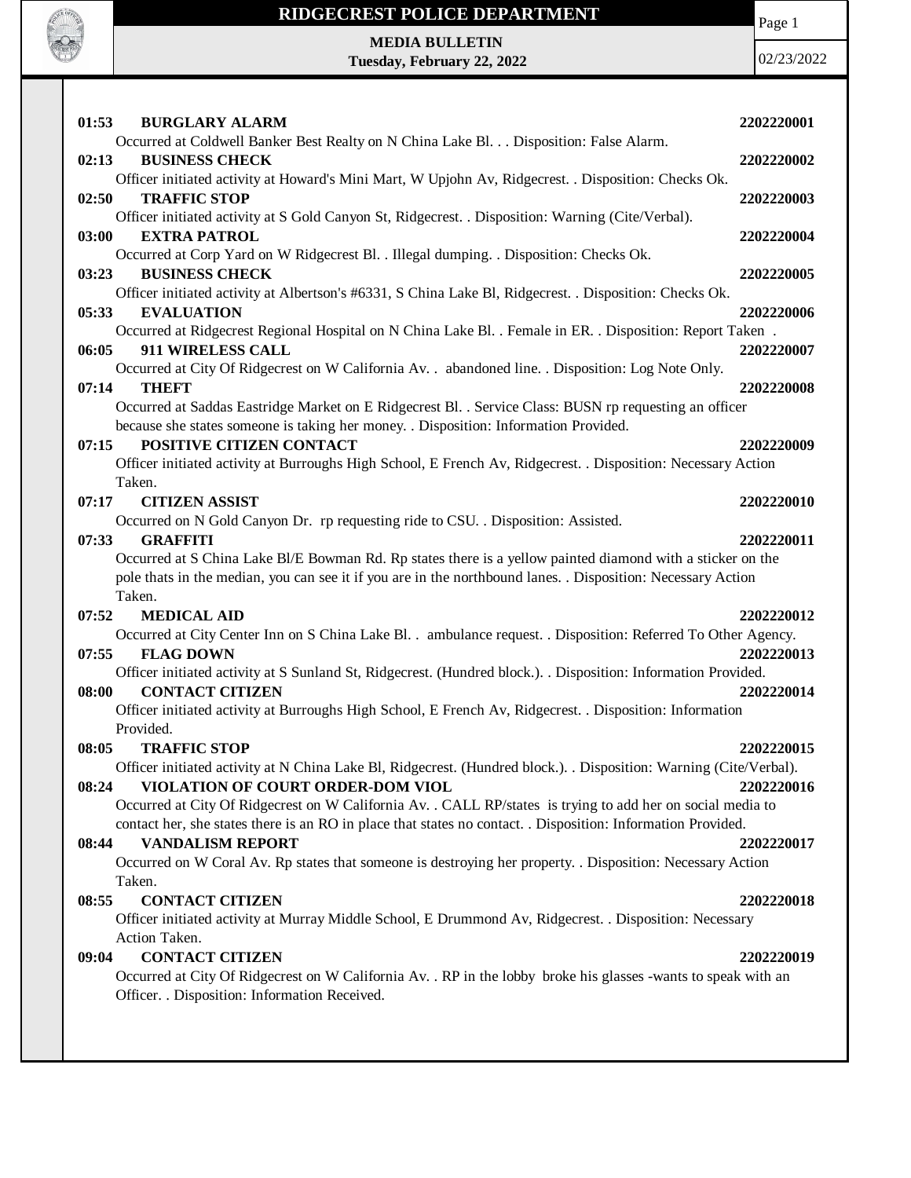# RIDGECREST POLICE DEPARTMENT

**MEDIA BULLETIN**
**Tuesday, February 22, 2022**

02/23/2022

**01:53 BURGLARY ALARM** **2202220001**
Occurred at Coldwell Banker Best Realty on N China Lake Bl. . . Disposition: False Alarm.

**02:13 BUSINESS CHECK** **2202220002**
Officer initiated activity at Howard's Mini Mart, W Upjohn Av, Ridgecrest. . Disposition: Checks Ok.

**02:50 TRAFFIC STOP** **2202220003**
Officer initiated activity at S Gold Canyon St, Ridgecrest. . Disposition: Warning (Cite/Verbal).

**03:00 EXTRA PATROL** **2202220004**
Occurred at Corp Yard on W Ridgecrest Bl. . Illegal dumping. . Disposition: Checks Ok.

**03:23 BUSINESS CHECK** **2202220005**
Officer initiated activity at Albertson's #6331, S China Lake Bl, Ridgecrest. . Disposition: Checks Ok.

**05:33 EVALUATION** **2202220006**
Occurred at Ridgecrest Regional Hospital on N China Lake Bl. . Female in ER. . Disposition: Report Taken .

**06:05 911 WIRELESS CALL** **2202220007**
Occurred at City Of Ridgecrest on W California Av. . abandoned line. . Disposition: Log Note Only.

**07:14 THEFT** **2202220008**
Occurred at Saddas Eastridge Market on E Ridgecrest Bl. . Service Class: BUSN rp requesting an officer because she states someone is taking her money. . Disposition: Information Provided.

**07:15 POSITIVE CITIZEN CONTACT** **2202220009**
Officer initiated activity at Burroughs High School, E French Av, Ridgecrest. . Disposition: Necessary Action Taken.

**07:17 CITIZEN ASSIST** **2202220010**
Occurred on N Gold Canyon Dr. rp requesting ride to CSU. . Disposition: Assisted.

**07:33 GRAFFITI** **2202220011**
Occurred at S China Lake Bl/E Bowman Rd. Rp states there is a yellow painted diamond with a sticker on the pole thats in the median, you can see it if you are in the northbound lanes. . Disposition: Necessary Action Taken.

**07:52 MEDICAL AID** **2202220012**
Occurred at City Center Inn on S China Lake Bl. . ambulance request. . Disposition: Referred To Other Agency.

**07:55 FLAG DOWN** **2202220013**
Officer initiated activity at S Sunland St, Ridgecrest. (Hundred block.). . Disposition: Information Provided.

**08:00 CONTACT CITIZEN** **2202220014**
Officer initiated activity at Burroughs High School, E French Av, Ridgecrest. . Disposition: Information Provided.

**08:05 TRAFFIC STOP** **2202220015**
Officer initiated activity at N China Lake Bl, Ridgecrest. (Hundred block.). . Disposition: Warning (Cite/Verbal).

**08:24 VIOLATION OF COURT ORDER-DOM VIOL** **2202220016**
Occurred at City Of Ridgecrest on W California Av. . CALL RP/states is trying to add her on social media to contact her, she states there is an RO in place that states no contact. . Disposition: Information Provided.

**08:44 VANDALISM REPORT** **2202220017**
Occurred on W Coral Av. Rp states that someone is destroying her property. . Disposition: Necessary Action Taken.

**08:55 CONTACT CITIZEN** **2202220018**
Officer initiated activity at Murray Middle School, E Drummond Av, Ridgecrest. . Disposition: Necessary Action Taken.

**09:04 CONTACT CITIZEN** **2202220019**
Occurred at City Of Ridgecrest on W California Av. . RP in the lobby broke his glasses -wants to speak with an Officer. . Disposition: Information Received.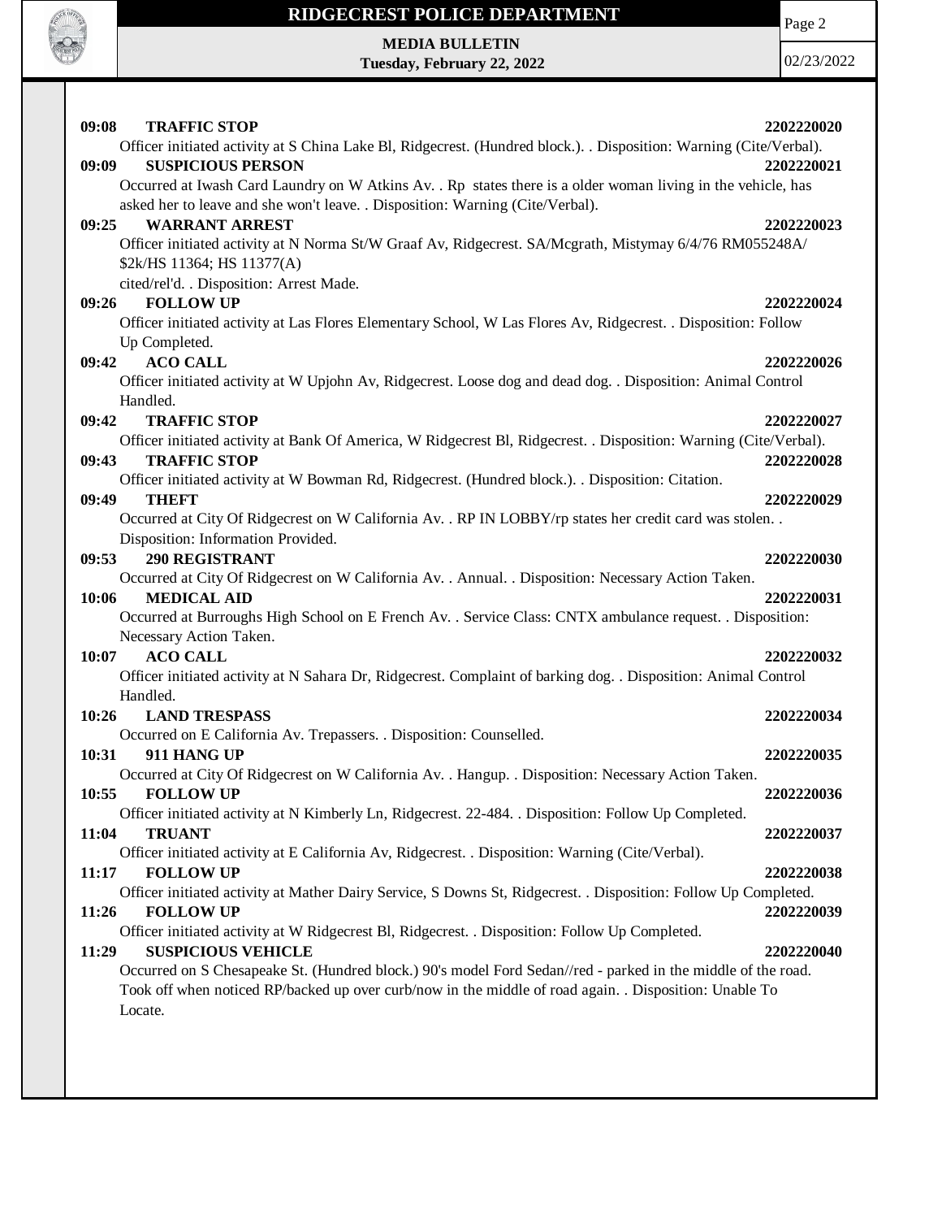**09:08 TRAFFIC STOP** 2202220020

Officer initiated activity at S China Lake Bl, Ridgecrest. (Hundred block.). . Disposition: Warning (Cite/Verbal).

**09:09 SUSPICIOUS PERSON** 2202220021

Occurred at Iwash Card Laundry on W Atkins Av. . Rp states there is a older woman living in the vehicle, has asked her to leave and she won't leave. . Disposition: Warning (Cite/Verbal).

**09:25 WARRANT ARREST** 2202220023

Officer initiated activity at N Norma St/W Graaf Av, Ridgecrest. SA/Mcgrath, Mistymay 6/4/76 RM055248A/ $2k/HS 11364; HS 11377(A)
cited/rel'd. . Disposition: Arrest Made.

**09:26 FOLLOW UP** 2202220024

Officer initiated activity at Las Flores Elementary School, W Las Flores Av, Ridgecrest. . Disposition: Follow Up Completed.

**09:42 ACO CALL** 2202220026

Officer initiated activity at W Upjohn Av, Ridgecrest. Loose dog and dead dog. . Disposition: Animal Control Handled.

**09:42 TRAFFIC STOP** 2202220027

Officer initiated activity at Bank Of America, W Ridgecrest Bl, Ridgecrest. . Disposition: Warning (Cite/Verbal).

**09:43 TRAFFIC STOP** 2202220028

Officer initiated activity at W Bowman Rd, Ridgecrest. (Hundred block.). . Disposition: Citation.

**09:49 THEFT** 2202220029

Occurred at City Of Ridgecrest on W California Av. . RP IN LOBBY/rp states her credit card was stolen. . Disposition: Information Provided.

**09:53 290 REGISTRANT** 2202220030

Occurred at City Of Ridgecrest on W California Av. . Annual. . Disposition: Necessary Action Taken.

**10:06 MEDICAL AID** 2202220031

Occurred at Burroughs High School on E French Av. . Service Class: CNTX ambulance request. . Disposition: Necessary Action Taken.

**10:07 ACO CALL** 2202220032

Officer initiated activity at N Sahara Dr, Ridgecrest. Complaint of barking dog. . Disposition: Animal Control Handled.

**10:26 LAND TRESPASS** 2202220034

Occurred on E California Av. Trepassers. . Disposition: Counselled.

**10:31 911 HANG UP** 2202220035

Occurred at City Of Ridgecrest on W California Av. . Hangup. . Disposition: Necessary Action Taken.

**10:55 FOLLOW UP** 2202220036

Officer initiated activity at N Kimberly Ln, Ridgecrest. 22-484. . Disposition: Follow Up Completed.

**11:04 TRUANT** 2202220037

Officer initiated activity at E California Av, Ridgecrest. . Disposition: Warning (Cite/Verbal).

**11:17 FOLLOW UP** 2202220038

Officer initiated activity at Mather Dairy Service, S Downs St, Ridgecrest. . Disposition: Follow Up Completed.

**11:26 FOLLOW UP** 2202220039

Officer initiated activity at W Ridgecrest Bl, Ridgecrest. . Disposition: Follow Up Completed.

**11:29 SUSPICIOUS VEHICLE** 2202220040

Occurred on S Chesapeake St. (Hundred block.) 90's model Ford Sedan//red - parked in the middle of the road. Took off when noticed RP/backed up over curb/now in the middle of road again. . Disposition: Unable To Locate.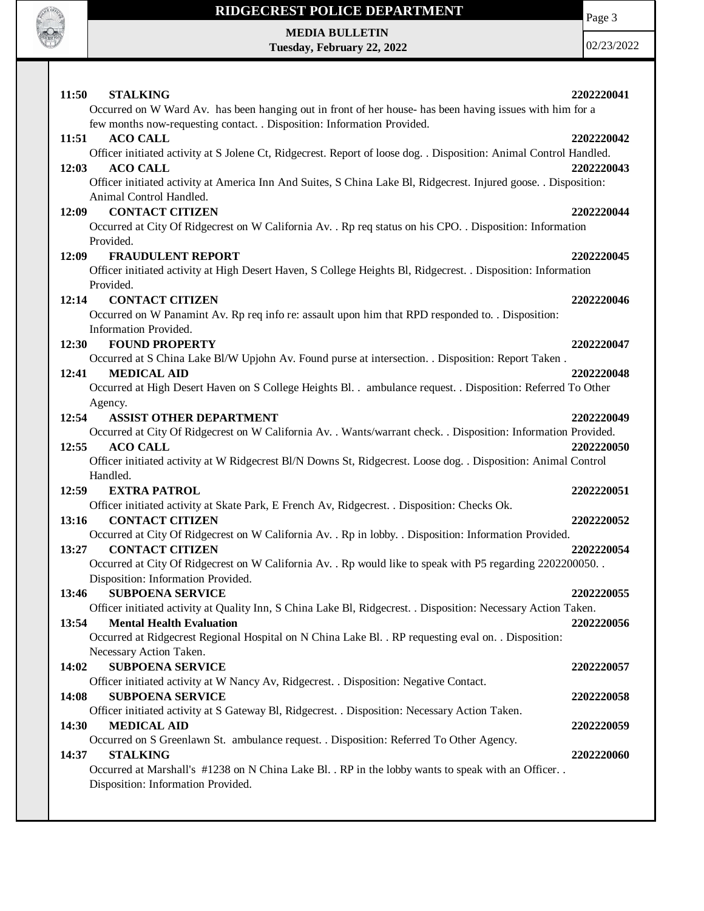**11:50 STALKING 2202220041**
Occurred on W Ward Av. has been hanging out in front of her house- has been having issues with him for a few months now-requesting contact. . Disposition: Information Provided.

**11:51 ACO CALL 2202220042**
Officer initiated activity at S Jolene Ct, Ridgecrest. Report of loose dog. . Disposition: Animal Control Handled.

**12:03 ACO CALL 2202220043**
Officer initiated activity at America Inn And Suites, S China Lake Bl, Ridgecrest. Injured goose. . Disposition: Animal Control Handled.

**12:09 CONTACT CITIZEN 2202220044**
Occurred at City Of Ridgecrest on W California Av. . Rp req status on his CPO. . Disposition: Information Provided.

**12:09 FRAUDULENT REPORT 2202220045**
Officer initiated activity at High Desert Haven, S College Heights Bl, Ridgecrest. . Disposition: Information Provided.

**12:14 CONTACT CITIZEN 2202220046**
Occurred on W Panamint Av. Rp req info re: assault upon him that RPD responded to. . Disposition: Information Provided.

**12:30 FOUND PROPERTY 2202220047**
Occurred at S China Lake Bl/W Upjohn Av. Found purse at intersection. . Disposition: Report Taken .

**12:41 MEDICAL AID 2202220048**
Occurred at High Desert Haven on S College Heights Bl. . ambulance request. . Disposition: Referred To Other Agency.

**12:54 ASSIST OTHER DEPARTMENT 2202220049**
Occurred at City Of Ridgecrest on W California Av. . Wants/warrant check. . Disposition: Information Provided.

**12:55 ACO CALL 2202220050**
Officer initiated activity at W Ridgecrest Bl/N Downs St, Ridgecrest. Loose dog. . Disposition: Animal Control Handled.

**12:59 EXTRA PATROL 2202220051**
Officer initiated activity at Skate Park, E French Av, Ridgecrest. . Disposition: Checks Ok.

**13:16 CONTACT CITIZEN 2202220052**
Occurred at City Of Ridgecrest on W California Av. . Rp in lobby. . Disposition: Information Provided.

**13:27 CONTACT CITIZEN 2202220054**
Occurred at City Of Ridgecrest on W California Av. . Rp would like to speak with P5 regarding 2202200050. . Disposition: Information Provided.

**13:46 SUBPOENA SERVICE 2202220055**
Officer initiated activity at Quality Inn, S China Lake Bl, Ridgecrest. . Disposition: Necessary Action Taken.

**13:54 Mental Health Evaluation 2202220056**
Occurred at Ridgecrest Regional Hospital on N China Lake Bl. . RP requesting eval on. . Disposition: Necessary Action Taken.

**14:02 SUBPOENA SERVICE 2202220057**
Officer initiated activity at W Nancy Av, Ridgecrest. . Disposition: Negative Contact.

**14:08 SUBPOENA SERVICE 2202220058**
Officer initiated activity at S Gateway Bl, Ridgecrest. . Disposition: Necessary Action Taken.

**14:30 MEDICAL AID 2202220059**
Occurred on S Greenlawn St. ambulance request. . Disposition: Referred To Other Agency.

**14:37 STALKING 2202220060**
Occurred at Marshall's #1238 on N China Lake Bl. . RP in the lobby wants to speak with an Officer. . Disposition: Information Provided.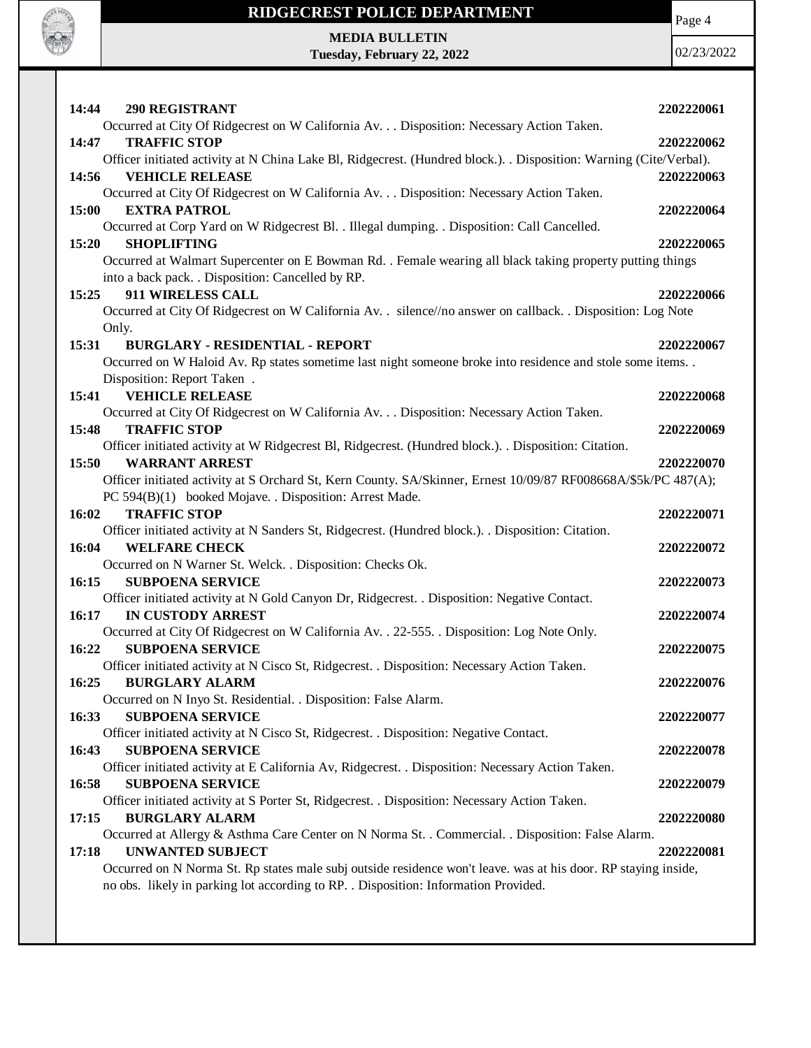**14:44 290 REGISTRANT** 2202220061

Occurred at City Of Ridgecrest on W California Av. . . Disposition: Necessary Action Taken.

**14:47 TRAFFIC STOP** 2202220062

Officer initiated activity at N China Lake Bl, Ridgecrest. (Hundred block.). . Disposition: Warning (Cite/Verbal).

**14:56 VEHICLE RELEASE** 2202220063

Occurred at City Of Ridgecrest on W California Av. . . Disposition: Necessary Action Taken.

**15:00 EXTRA PATROL** 2202220064

Occurred at Corp Yard on W Ridgecrest Bl. . Illegal dumping. . Disposition: Call Cancelled.

**15:20 SHOPLIFTING** 2202220065

Occurred at Walmart Supercenter on E Bowman Rd. . Female wearing all black taking property putting things into a back pack. . Disposition: Cancelled by RP.

**15:25 911 WIRELESS CALL** 2202220066

Occurred at City Of Ridgecrest on W California Av. . silence//no answer on callback. . Disposition: Log Note Only.

**15:31 BURGLARY - RESIDENTIAL - REPORT** 2202220067

Occurred on W Haloid Av. Rp states sometime last night someone broke into residence and stole some items. . Disposition: Report Taken .

**15:41 VEHICLE RELEASE** 2202220068

Occurred at City Of Ridgecrest on W California Av. . . Disposition: Necessary Action Taken.

**15:48 TRAFFIC STOP** 2202220069

Officer initiated activity at W Ridgecrest Bl, Ridgecrest. (Hundred block.). . Disposition: Citation.

**15:50 WARRANT ARREST** 2202220070

Officer initiated activity at S Orchard St, Kern County. SA/Skinner, Ernest 10/09/87 RF008668A/$5k/PC 487(A); PC 594(B)(1) booked Mojave. . Disposition: Arrest Made.

**16:02 TRAFFIC STOP** 2202220071

Officer initiated activity at N Sanders St, Ridgecrest. (Hundred block.). . Disposition: Citation.

**16:04 WELFARE CHECK** 2202220072

Occurred on N Warner St. Welck. . Disposition: Checks Ok.

**16:15 SUBPOENA SERVICE** 2202220073

Officer initiated activity at N Gold Canyon Dr, Ridgecrest. . Disposition: Negative Contact.

**16:17 IN CUSTODY ARREST** 2202220074

Occurred at City Of Ridgecrest on W California Av. . 22-555. . Disposition: Log Note Only.

**16:22 SUBPOENA SERVICE** 2202220075

Officer initiated activity at N Cisco St, Ridgecrest. . Disposition: Necessary Action Taken.

**16:25 BURGLARY ALARM** 2202220076

Occurred on N Inyo St. Residential. . Disposition: False Alarm.

**16:33 SUBPOENA SERVICE** 2202220077

Officer initiated activity at N Cisco St, Ridgecrest. . Disposition: Negative Contact.

**16:43 SUBPOENA SERVICE** 2202220078

Officer initiated activity at E California Av, Ridgecrest. . Disposition: Necessary Action Taken.

**16:58 SUBPOENA SERVICE** 2202220079

Officer initiated activity at S Porter St, Ridgecrest. . Disposition: Necessary Action Taken.

**17:15 BURGLARY ALARM** 2202220080

Occurred at Allergy & Asthma Care Center on N Norma St. . Commercial. . Disposition: False Alarm.

**17:18 UNWANTED SUBJECT** 2202220081

Occurred on N Norma St. Rp states male subj outside residence won't leave. was at his door. RP staying inside, no obs. likely in parking lot according to RP. . Disposition: Information Provided.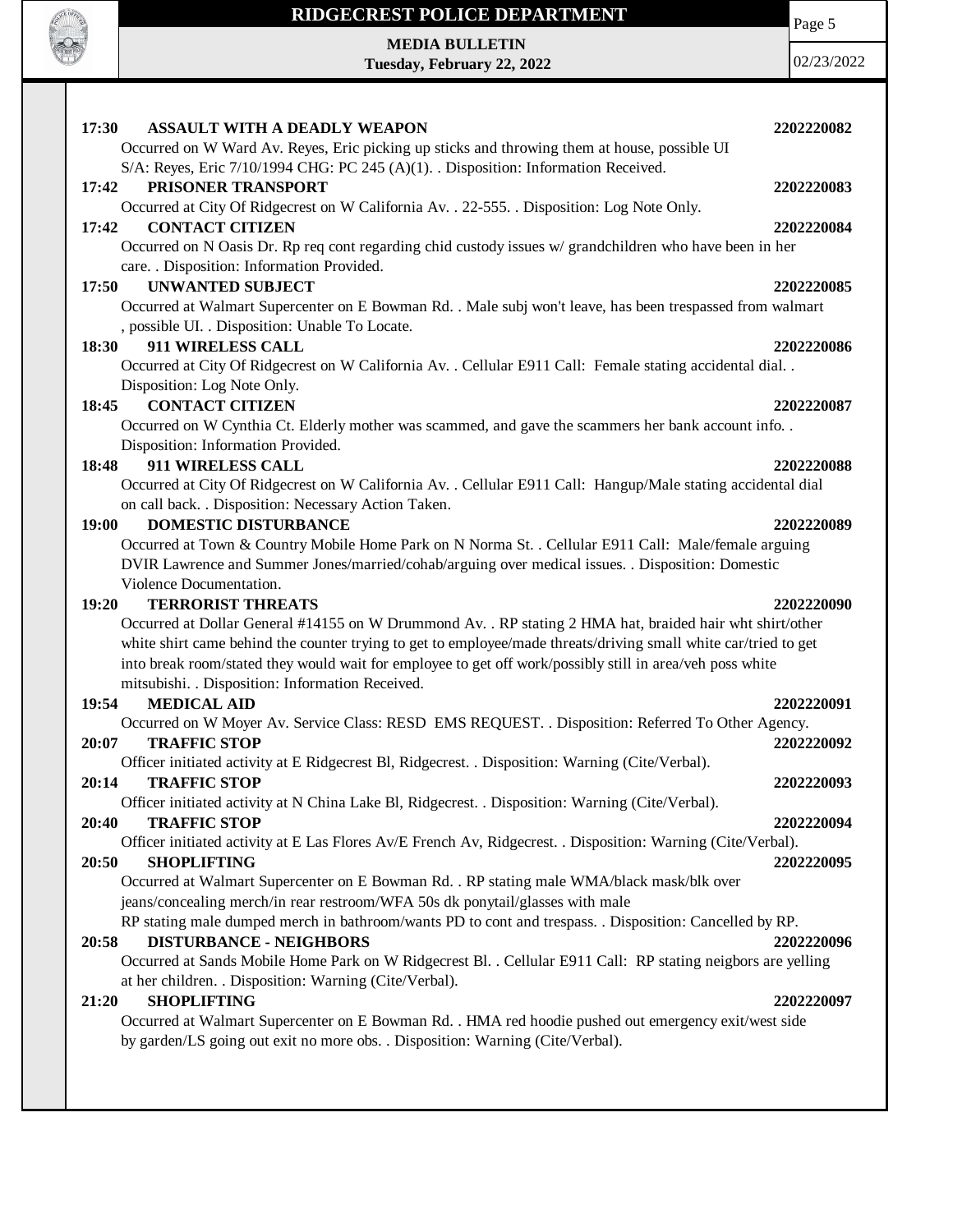**17:30 ASSAULT WITH A DEADLY WEAPON** **2202220082**
Occurred on W Ward Av. Reyes, Eric picking up sticks and throwing them at house, possible UI
S/A: Reyes, Eric 7/10/1994 CHG: PC 245 (A)(1). . Disposition: Information Received.

**17:42 PRISONER TRANSPORT** **2202220083**
Occurred at City Of Ridgecrest on W California Av. . 22-555. . Disposition: Log Note Only.

**17:42 CONTACT CITIZEN** **2202220084**
Occurred on N Oasis Dr. Rp req cont regarding chid custody issues w/ grandchildren who have been in her care. . Disposition: Information Provided.

**17:50 UNWANTED SUBJECT** **2202220085**
Occurred at Walmart Supercenter on E Bowman Rd. . Male subj won't leave, has been trespassed from walmart , possible UI. . Disposition: Unable To Locate.

**18:30 911 WIRELESS CALL** **2202220086**
Occurred at City Of Ridgecrest on W California Av. . Cellular E911 Call: Female stating accidental dial. . Disposition: Log Note Only.

**18:45 CONTACT CITIZEN** **2202220087**
Occurred on W Cynthia Ct. Elderly mother was scammed, and gave the scammers her bank account info. . Disposition: Information Provided.

**18:48 911 WIRELESS CALL** **2202220088**
Occurred at City Of Ridgecrest on W California Av. . Cellular E911 Call: Hangup/Male stating accidental dial on call back. . Disposition: Necessary Action Taken.

**19:00 DOMESTIC DISTURBANCE** **2202220089**
Occurred at Town & Country Mobile Home Park on N Norma St. . Cellular E911 Call: Male/female arguing DVIR Lawrence and Summer Jones/married/cohab/arguing over medical issues. . Disposition: Domestic Violence Documentation.

**19:20 TERRORIST THREATS** **2202220090**
Occurred at Dollar General #14155 on W Drummond Av. . RP stating 2 HMA hat, braided hair wht shirt/other white shirt came behind the counter trying to get to employee/made threats/driving small white car/tried to get into break room/stated they would wait for employee to get off work/possibly still in area/veh poss white mitsubishi. . Disposition: Information Received.

**19:54 MEDICAL AID** **2202220091**
Occurred on W Moyer Av. Service Class: RESD EMS REQUEST. . Disposition: Referred To Other Agency.

**20:07 TRAFFIC STOP** **2202220092**
Officer initiated activity at E Ridgecrest Bl, Ridgecrest. . Disposition: Warning (Cite/Verbal).

**20:14 TRAFFIC STOP** **2202220093**
Officer initiated activity at N China Lake Bl, Ridgecrest. . Disposition: Warning (Cite/Verbal).

**20:40 TRAFFIC STOP** **2202220094**
Officer initiated activity at E Las Flores Av/E French Av, Ridgecrest. . Disposition: Warning (Cite/Verbal).

**20:50 SHOPLIFTING** **2202220095**
Occurred at Walmart Supercenter on E Bowman Rd. . RP stating male WMA/black mask/blk over jeans/concealing merch/in rear restroom/WFA 50s dk ponytail/glasses with male
RP stating male dumped merch in bathroom/wants PD to cont and trespass. . Disposition: Cancelled by RP.

**20:58 DISTURBANCE - NEIGHBORS** **2202220096**
Occurred at Sands Mobile Home Park on W Ridgecrest Bl. . Cellular E911 Call: RP stating neigbors are yelling at her children. . Disposition: Warning (Cite/Verbal).

**21:20 SHOPLIFTING** **2202220097**
Occurred at Walmart Supercenter on E Bowman Rd. . HMA red hoodie pushed out emergency exit/west side by garden/LS going out exit no more obs. . Disposition: Warning (Cite/Verbal).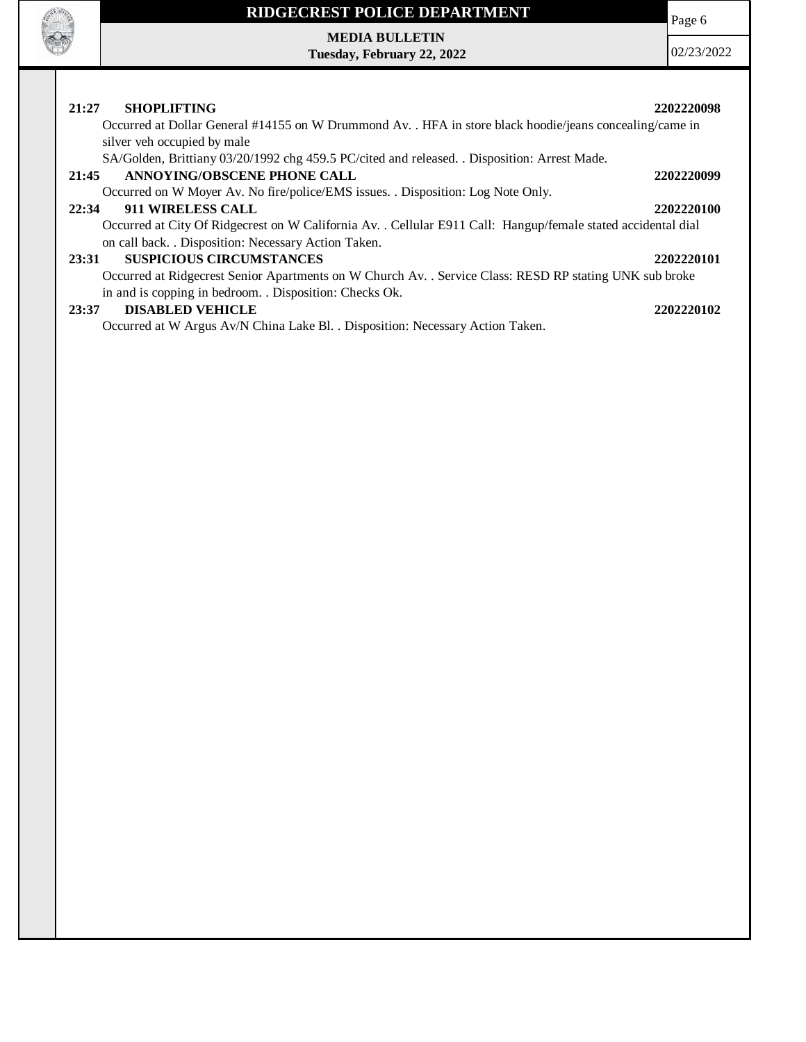**21:27 SHOPLIFTING** **2202220098**

Occurred at Dollar General #14155 on W Drummond Av. . HFA in store black hoodie/jeans concealing/came in silver veh occupied by male

SA/Golden, Brittiany 03/20/1992 chg 459.5 PC/cited and released. . Disposition: Arrest Made.

**21:45 ANNOYING/OBSCENE PHONE CALL** **2202220099**

Occurred on W Moyer Av. No fire/police/EMS issues. . Disposition: Log Note Only.

**22:34 911 WIRELESS CALL** **2202220100**

Occurred at City Of Ridgecrest on W California Av. . Cellular E911 Call: Hangup/female stated accidental dial on call back. . Disposition: Necessary Action Taken.

**23:31 SUSPICIOUS CIRCUMSTANCES** **2202220101**

Occurred at Ridgecrest Senior Apartments on W Church Av. . Service Class: RESD RP stating UNK sub broke in and is copping in bedroom. . Disposition: Checks Ok.

**23:37 DISABLED VEHICLE** **2202220102**

Occurred at W Argus Av/N China Lake Bl. . Disposition: Necessary Action Taken.